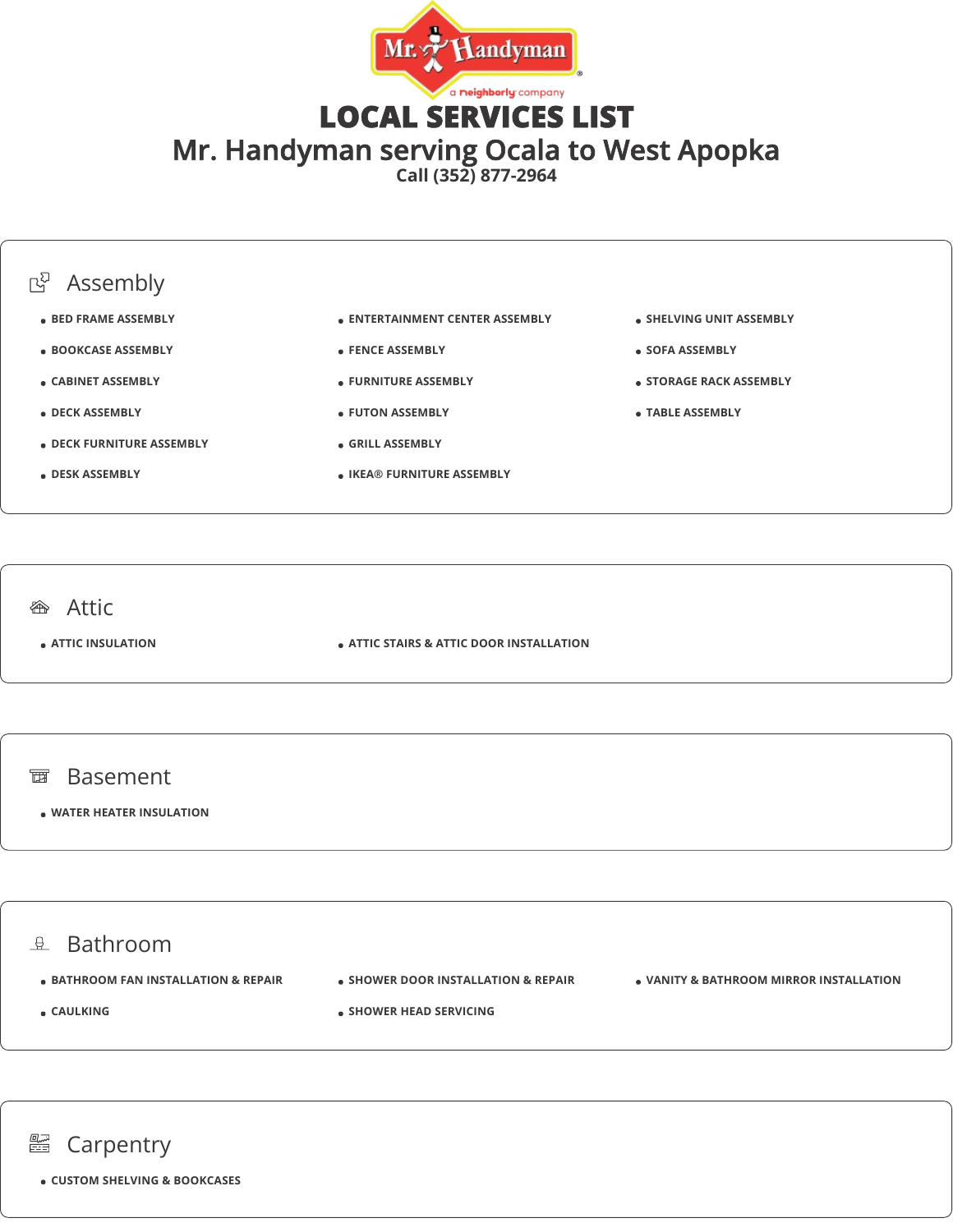Mr. Handyman

a neighborly company

# LOCAL SERVICES LIST

## Mr. Handyman serving Ocala to West Apopka

Call (352) 877-2964

### Assembly

- BED FRAME ASSEMBLY
- BOOKCASE ASSEMBLY
- CABINET ASSEMBLY
- DECK ASSEMBLY
- DECK FURNITURE ASSEMBLY
- DESK ASSEMBLY
- ENTERTAINMENT CENTER ASSEMBLY
- FENCE ASSEMBLY
- FURNITURE ASSEMBLY
- FUTON ASSEMBLY
- GRILL ASSEMBLY
- IKEA® FURNITURE ASSEMBLY
- SHELVING UNIT ASSEMBLY
- SOFA ASSEMBLY
- STORAGE RACK ASSEMBLY
- TABLE ASSEMBLY

### Attic

- ATTIC INSULATION
- ATTIC STAIRS & ATTIC DOOR INSTALLATION

### Basement

- WATER HEATER INSULATION

### Bathroom

- BATHROOM FAN INSTALLATION & REPAIR
- CAULKING
- SHOWER DOOR INSTALLATION & REPAIR
- SHOWER HEAD SERVICING
- VANITY & BATHROOM MIRROR INSTALLATION

### Carpentry

- CUSTOM SHELVING & BOOKCASES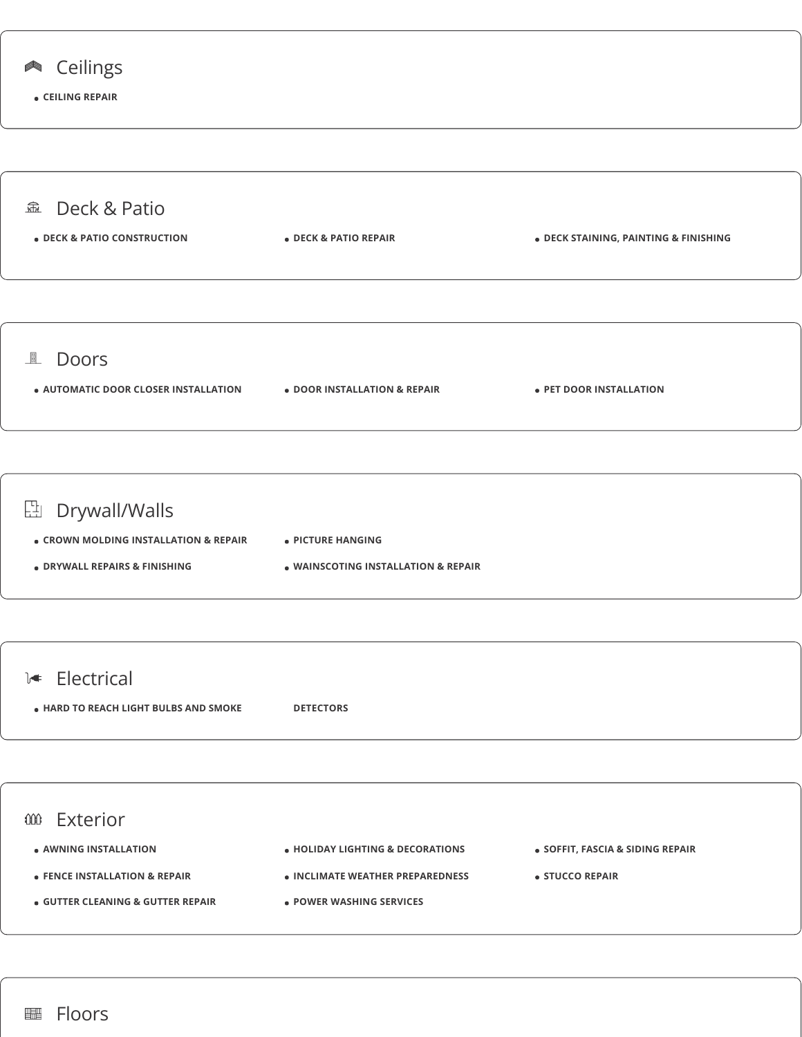## Ceilings

- CEILING REPAIR

## Deck & Patio

- DECK & PATIO CONSTRUCTION
- DECK & PATIO REPAIR
- DECK STAINING, PAINTING & FINISHING

## Doors

- AUTOMATIC DOOR CLOSER INSTALLATION
- DOOR INSTALLATION & REPAIR
- PET DOOR INSTALLATION

## Drywall/Walls

- CROWN MOLDING INSTALLATION & REPAIR
- DRYWALL REPAIRS & FINISHING
- PICTURE HANGING
- WAINSCOTING INSTALLATION & REPAIR

## Electrical

- HARD TO REACH LIGHT BULBS AND SMOKE DETECTORS

## Exterior

- AWNING INSTALLATION
- FENCE INSTALLATION & REPAIR
- GUTTER CLEANING & GUTTER REPAIR
- HOLIDAY LIGHTING & DECORATIONS
- INCLIMATE WEATHER PREPAREDNESS
- POWER WASHING SERVICES
- SOFFIT, FASCIA & SIDING REPAIR
- STUCCO REPAIR

## Floors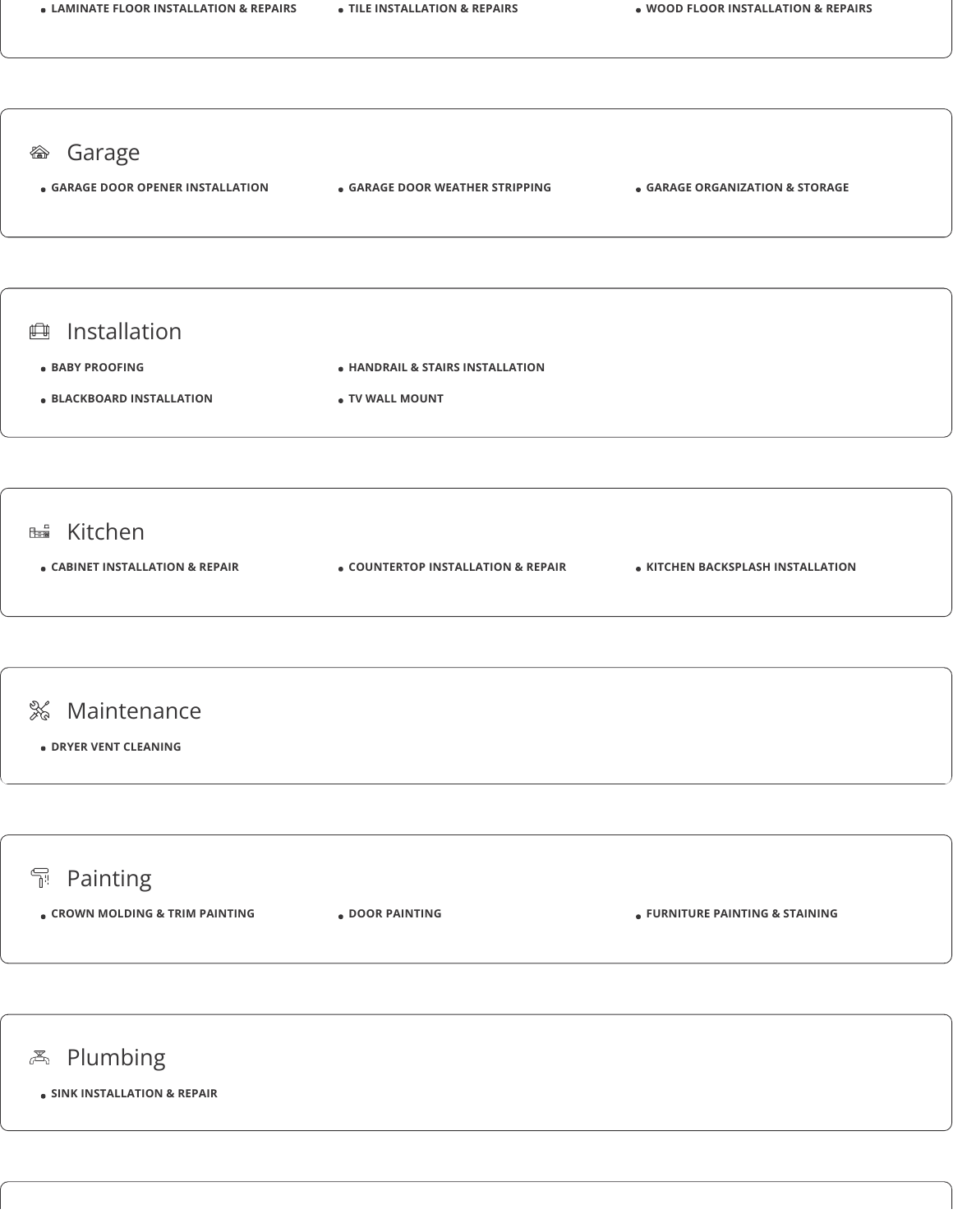- LAMINATE FLOOR INSTALLATION & REPAIRS
- TILE INSTALLATION & REPAIRS
- WOOD FLOOR INSTALLATION & REPAIRS

## Garage

- GARAGE DOOR OPENER INSTALLATION
- GARAGE DOOR WEATHER STRIPPING
- GARAGE ORGANIZATION & STORAGE

## Installation

- BABY PROOFING
- HANDRAIL & STAIRS INSTALLATION
- BLACKBOARD INSTALLATION
- TV WALL MOUNT

## Kitchen

- CABINET INSTALLATION & REPAIR
- COUNTERTOP INSTALLATION & REPAIR
- KITCHEN BACKSPLASH INSTALLATION

## Maintenance

- DRYER VENT CLEANING

## Painting

- CROWN MOLDING & TRIM PAINTING
- DOOR PAINTING
- FURNITURE PAINTING & STAINING

## Plumbing

- SINK INSTALLATION & REPAIR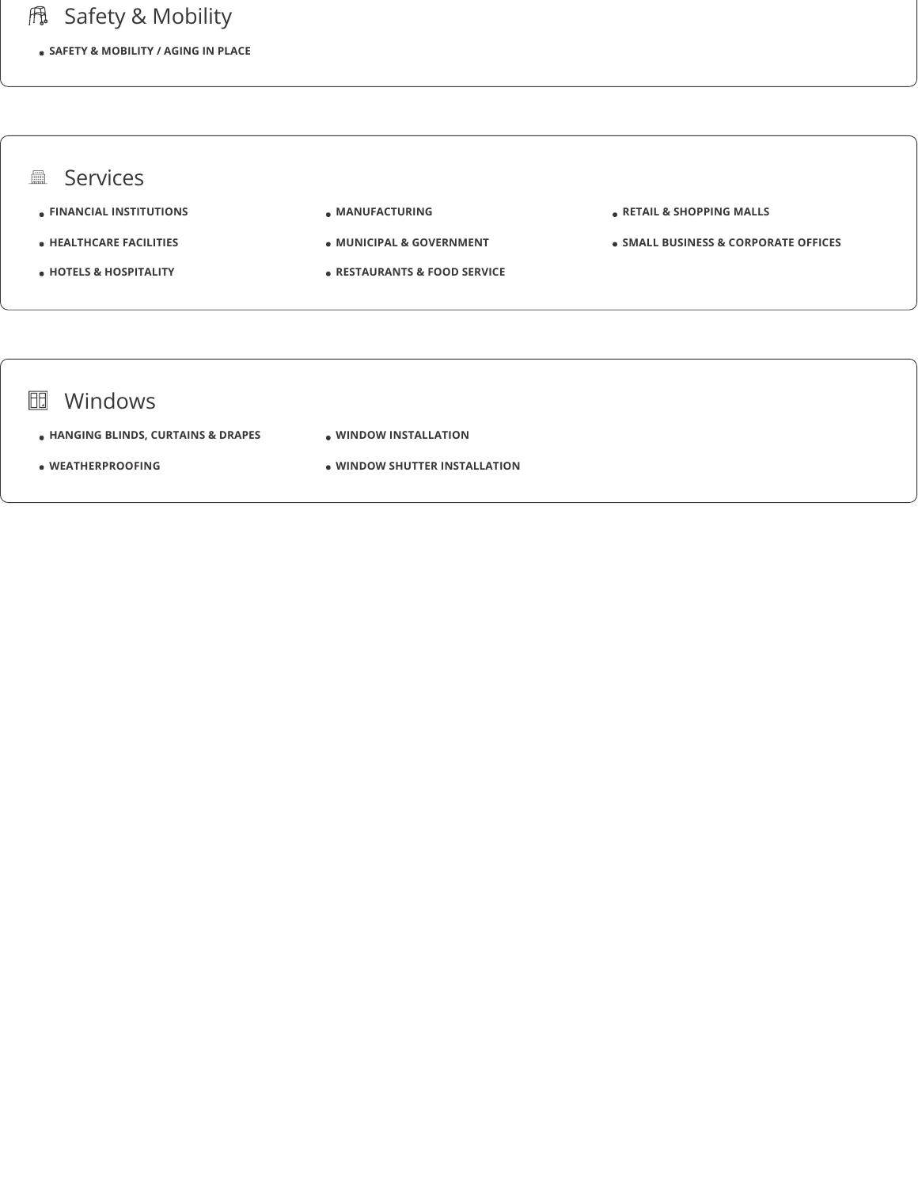## Safety & Mobility

- SAFETY & MOBILITY / AGING IN PLACE

## Services

- FINANCIAL INSTITUTIONS
- HEALTHCARE FACILITIES
- HOTELS & HOSPITALITY
- MANUFACTURING
- MUNICIPAL & GOVERNMENT
- RESTAURANTS & FOOD SERVICE
- RETAIL & SHOPPING MALLS
- SMALL BUSINESS & CORPORATE OFFICES

## Windows

- HANGING BLINDS, CURTAINS & DRAPES
- WEATHERPROOFING
- WINDOW INSTALLATION
- WINDOW SHUTTER INSTALLATION